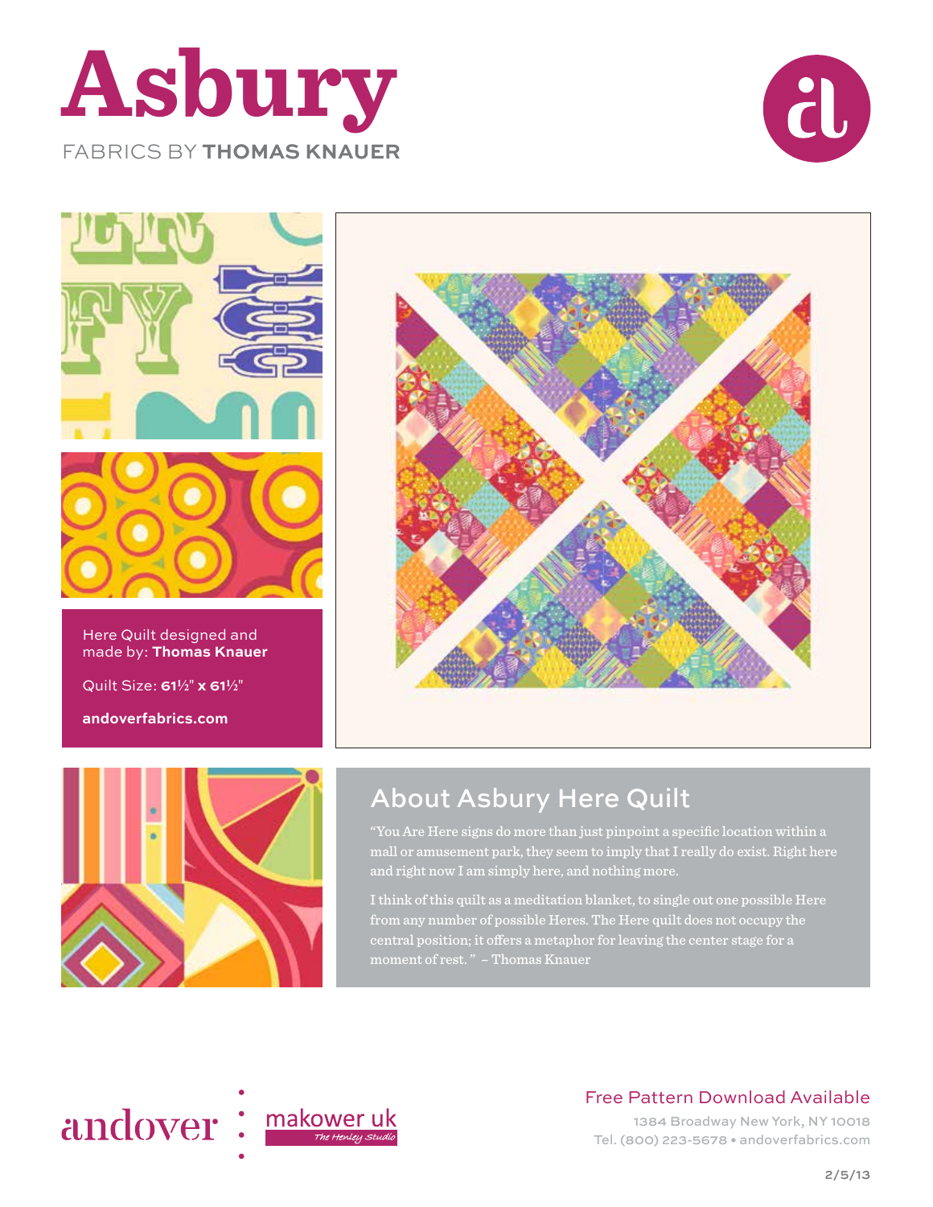# Asbury

FABRICS BY **THOMAS KNAUER**

Here Quilt designed and made by: **Thomas Knauer**

Quilt Size: **61½" x 61½"**

**andoverfabrics.com**

## About Asbury Here Quilt

"You Are Here signs do more than just pinpoint a specific location within a mall or amusement park, they seem to imply that I really do exist. Right here and right now I am simply here, and nothing more.

I think of this quilt as a meditation blanket, to single out one possible Here from any number of possible Heres. The Here quilt does not occupy the central position; it offers a metaphor for leaving the center stage for a moment of rest. " – Thomas Knauer

andover : makower uk *The Henley Studio*

Free Pattern Download Available

1384 Broadway New York, NY 10018
Tel. (800) 223-5678 • andoverfabrics.com

2/5/13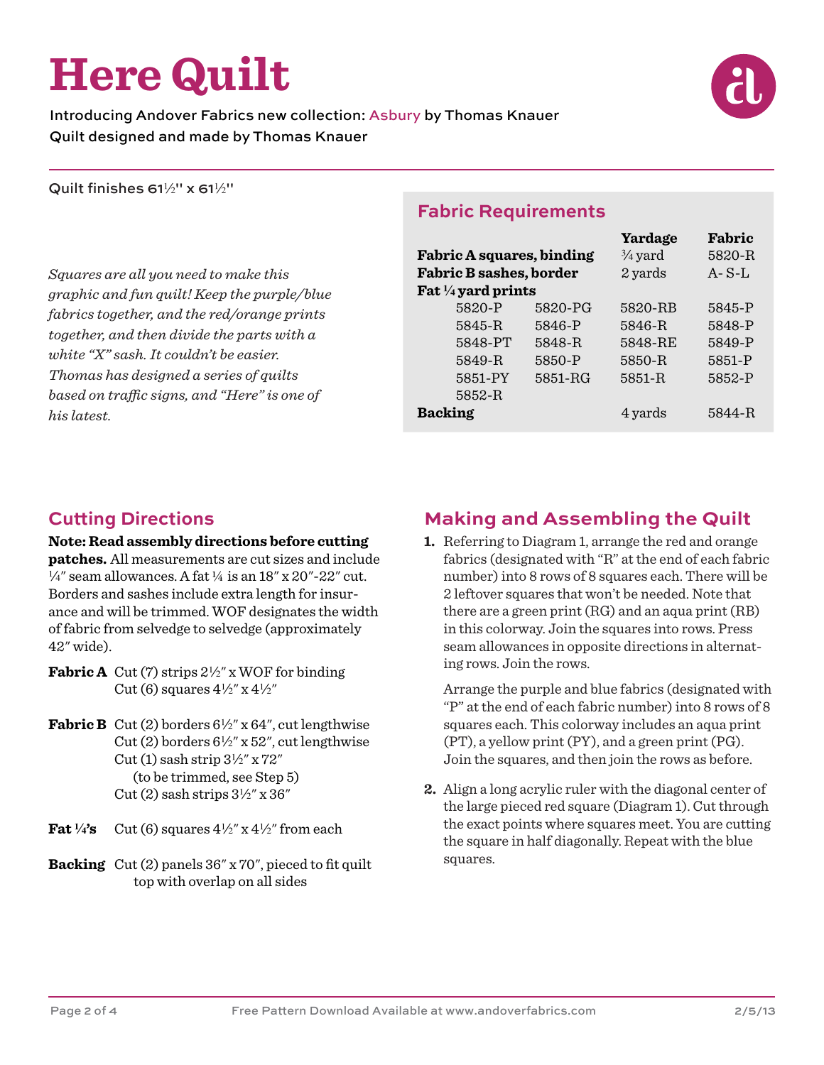# Here Quilt

Introducing Andover Fabrics new collection: Asbury by Thomas Knauer
Quilt designed and made by Thomas Knauer

Quilt finishes 61½" x 61½"

*Squares are all you need to make this graphic and fun quilt! Keep the purple/blue fabrics together, and the red/orange prints together, and then divide the parts with a white "X" sash. It couldn't be easier. Thomas has designed a series of quilts based on traffic signs, and "Here" is one of his latest.*

## Fabric Requirements

| | | Yardage | Fabric |
|---|---|---|---|
| **Fabric A squares, binding** | | ¾ yard | 5820-R |
| **Fabric B sashes, border** | | 2 yards | A- S-L |
| **Fat ¼ yard prints** | | | |
| 5820-P | 5820-PG | 5820-RB | 5845-P |
| 5845-R | 5846-P | 5846-R | 5848-P |
| 5848-PT | 5848-R | 5848-RE | 5849-P |
| 5849-R | 5850-P | 5850-R | 5851-P |
| 5851-PY | 5851-RG | 5851-R | 5852-P |
| 5852-R | | | |
| **Backing** | | 4 yards | 5844-R |

## Cutting Directions

**Note: Read assembly directions before cutting patches.** All measurements are cut sizes and include ¼" seam allowances. A fat ¼ is an 18" x 20"-22" cut. Borders and sashes include extra length for insurance and will be trimmed. WOF designates the width of fabric from selvedge to selvedge (approximately 42" wide).

**Fabric A** Cut (7) strips 2½" x WOF for binding
Cut (6) squares 4½" x 4½"

**Fabric B** Cut (2) borders 6½" x 64", cut lengthwise
Cut (2) borders 6½" x 52", cut lengthwise
Cut (1) sash strip 3½" x 72" (to be trimmed, see Step 5)
Cut (2) sash strips 3½" x 36"

**Fat ¼'s** Cut (6) squares 4½" x 4½" from each

**Backing** Cut (2) panels 36" x 70", pieced to fit quilt top with overlap on all sides

## Making and Assembling the Quilt

1. Referring to Diagram 1, arrange the red and orange fabrics (designated with "R" at the end of each fabric number) into 8 rows of 8 squares each. There will be 2 leftover squares that won't be needed. Note that there are a green print (RG) and an aqua print (RB) in this colorway. Join the squares into rows. Press seam allowances in opposite directions in alternating rows. Join the rows.

   Arrange the purple and blue fabrics (designated with "P" at the end of each fabric number) into 8 rows of 8 squares each. This colorway includes an aqua print (PT), a yellow print (PY), and a green print (PG). Join the squares, and then join the rows as before.

2. Align a long acrylic ruler with the diagonal center of the large pieced red square (Diagram 1). Cut through the exact points where squares meet. You are cutting the square in half diagonally. Repeat with the blue squares.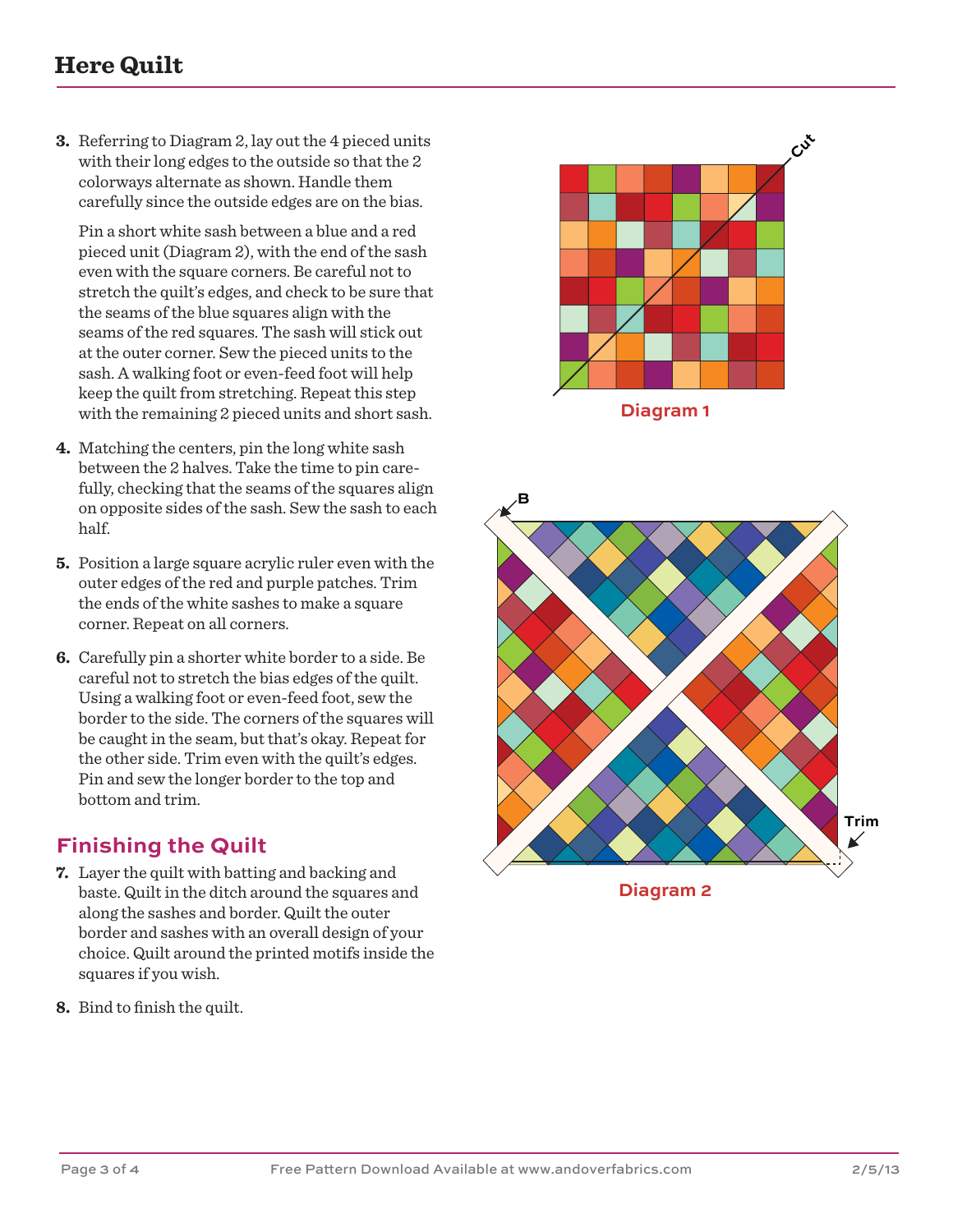3. Referring to Diagram 2, lay out the 4 pieced units with their long edges to the outside so that the 2 colorways alternate as shown. Handle them carefully since the outside edges are on the bias.

   Pin a short white sash between a blue and a red pieced unit (Diagram 2), with the end of the sash even with the square corners. Be careful not to stretch the quilt's edges, and check to be sure that the seams of the blue squares align with the seams of the red squares. The sash will stick out at the outer corner. Sew the pieced units to the sash. A walking foot or even-feed foot will help keep the quilt from stretching. Repeat this step with the remaining 2 pieced units and short sash.

4. Matching the centers, pin the long white sash between the 2 halves. Take the time to pin carefully, checking that the seams of the squares align on opposite sides of the sash. Sew the sash to each half.

5. Position a large square acrylic ruler even with the outer edges of the red and purple patches. Trim the ends of the white sashes to make a square corner. Repeat on all corners.

6. Carefully pin a shorter white border to a side. Be careful not to stretch the bias edges of the quilt. Using a walking foot or even-feed foot, sew the border to the side. The corners of the squares will be caught in the seam, but that's okay. Repeat for the other side. Trim even with the quilt's edges. Pin and sew the longer border to the top and bottom and trim.

## Finishing the Quilt

7. Layer the quilt with batting and backing and baste. Quilt in the ditch around the squares and along the sashes and border. Quilt the outer border and sashes with an overall design of your choice. Quilt around the printed motifs inside the squares if you wish.

8. Bind to finish the quilt.

Cut

Diagram 1

B

Trim

Diagram 2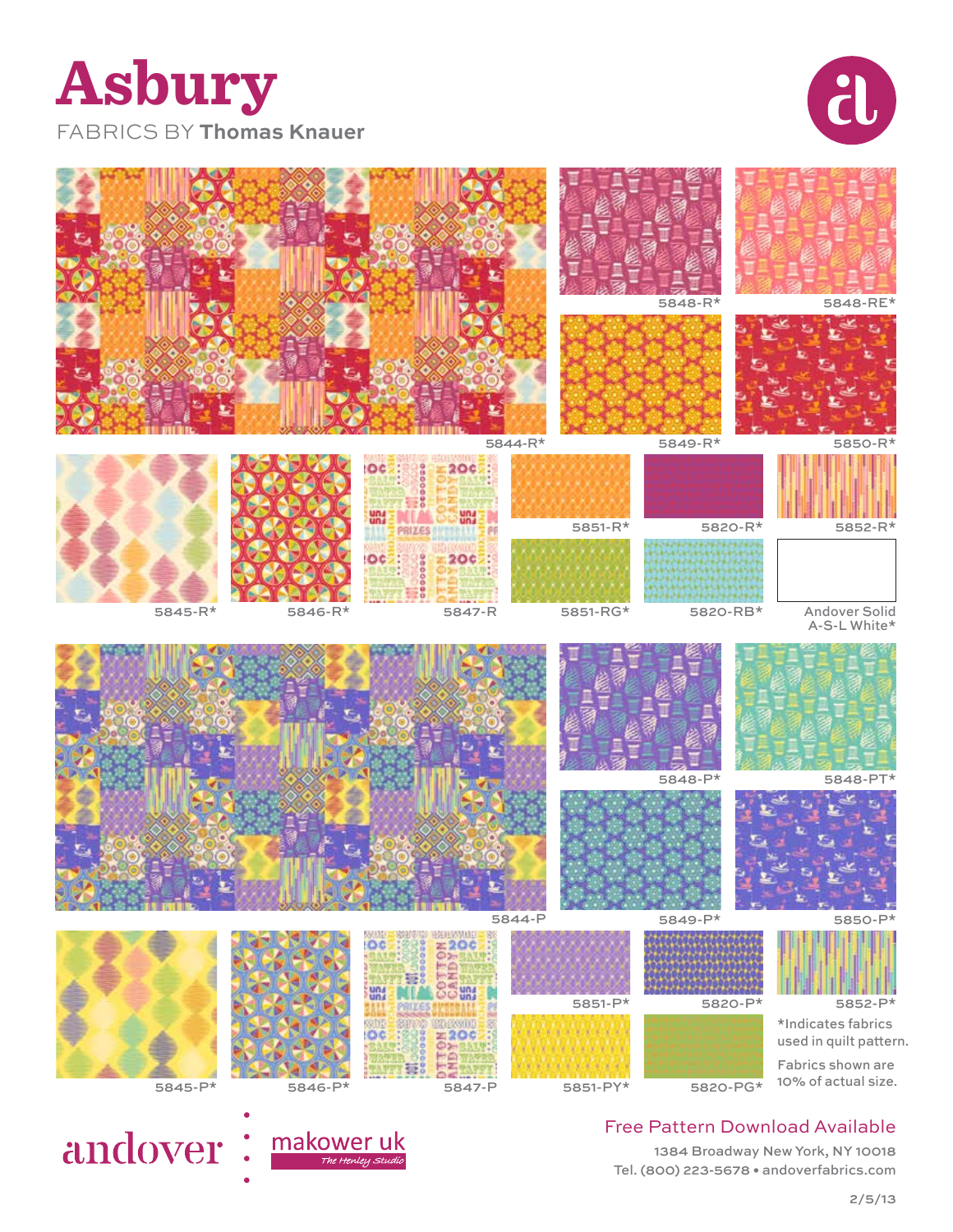# Asbury

FABRICS BY **Thomas Knauer**

5848-R*

5848-RE*

5844-R*

5849-R*

5850-R*

5851-R*

5820-R*

5852-R*

5845-R*

5846-R*

5847-R

5851-RG*

5820-RB*

Andover Solid A-S-L White*

5848-P*

5848-PT*

5844-P

5849-P*

5850-P*

5851-P*

5820-P*

5852-P*

5845-P*

5846-P*

5847-P

5851-PY*

5820-PG*

*Indicates fabrics used in quilt pattern.

Fabrics shown are 10% of actual size.

andover

makower uk
The Henley Studio

Free Pattern Download Available

1384 Broadway New York, NY 10018
Tel. (800) 223-5678 • andoverfabrics.com

2/5/13